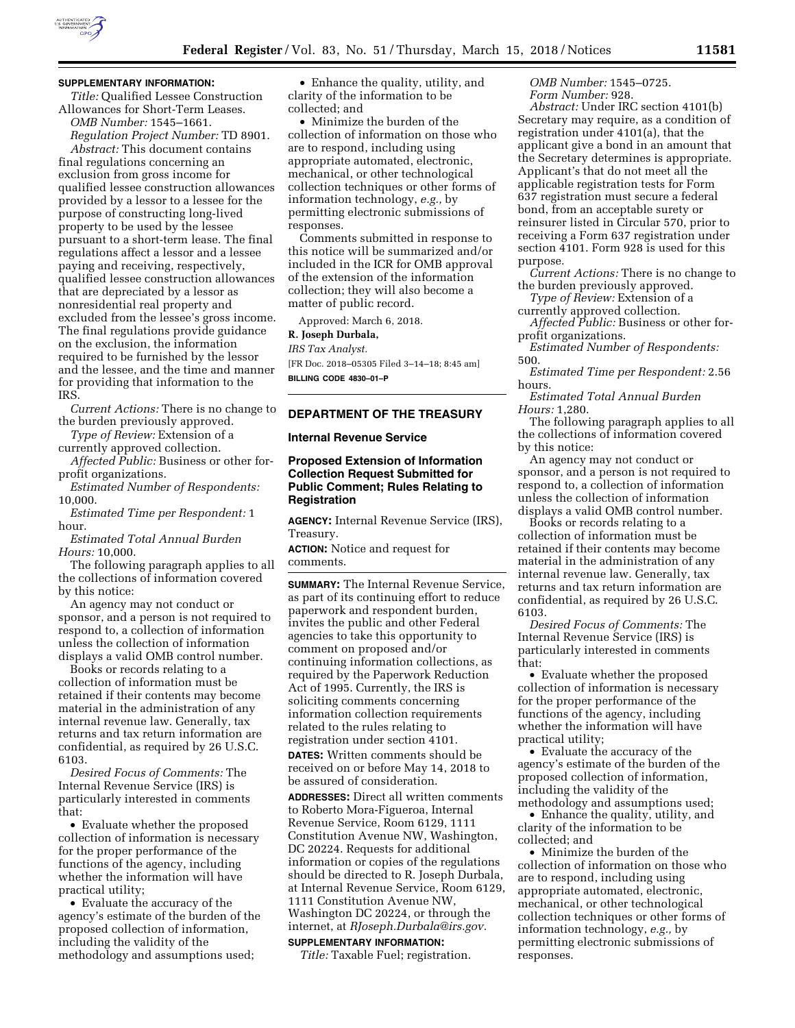**SUPPLEMENTARY INFORMATION:**

*Title:* Qualified Lessee Construction Allowances for Short-Term Leases.

*OMB Number:* 1545–1661.

*Regulation Project Number:* TD 8901.

*Abstract:* This document contains final regulations concerning an exclusion from gross income for qualified lessee construction allowances provided by a lessor to a lessee for the purpose of constructing long-lived property to be used by the lessee pursuant to a short-term lease. The final regulations affect a lessor and a lessee paying and receiving, respectively, qualified lessee construction allowances that are depreciated by a lessor as nonresidential real property and excluded from the lessee's gross income. The final regulations provide guidance on the exclusion, the information required to be furnished by the lessor and the lessee, and the time and manner for providing that information to the IRS.

*Current Actions:* There is no change to the burden previously approved.

*Type of Review:* Extension of a currently approved collection.

*Affected Public:* Business or other for-profit organizations.

*Estimated Number of Respondents:* 10,000.

*Estimated Time per Respondent:* 1 hour.

*Estimated Total Annual Burden Hours:* 10,000.

The following paragraph applies to all the collections of information covered by this notice:

An agency may not conduct or sponsor, and a person is not required to respond to, a collection of information unless the collection of information displays a valid OMB control number.

Books or records relating to a collection of information must be retained if their contents may become material in the administration of any internal revenue law. Generally, tax returns and tax return information are confidential, as required by 26 U.S.C. 6103.

*Desired Focus of Comments:* The Internal Revenue Service (IRS) is particularly interested in comments that:

- Evaluate whether the proposed collection of information is necessary for the proper performance of the functions of the agency, including whether the information will have practical utility;
- Evaluate the accuracy of the agency's estimate of the burden of the proposed collection of information, including the validity of the methodology and assumptions used;
- Enhance the quality, utility, and clarity of the information to be collected; and
- Minimize the burden of the collection of information on those who are to respond, including using appropriate automated, electronic, mechanical, or other technological collection techniques or other forms of information technology, *e.g.,* by permitting electronic submissions of responses.

Comments submitted in response to this notice will be summarized and/or included in the ICR for OMB approval of the extension of the information collection; they will also become a matter of public record.

Approved: March 6, 2018.

**R. Joseph Durbala,**

*IRS Tax Analyst.*

[FR Doc. 2018–05305 Filed 3–14–18; 8:45 am]

**BILLING CODE 4830–01–P**

## DEPARTMENT OF THE TREASURY

### Internal Revenue Service

### Proposed Extension of Information Collection Request Submitted for Public Comment; Rules Relating to Registration

**AGENCY:** Internal Revenue Service (IRS), Treasury.

**ACTION:** Notice and request for comments.

**SUMMARY:** The Internal Revenue Service, as part of its continuing effort to reduce paperwork and respondent burden, invites the public and other Federal agencies to take this opportunity to comment on proposed and/or continuing information collections, as required by the Paperwork Reduction Act of 1995. Currently, the IRS is soliciting comments concerning information collection requirements related to the rules relating to registration under section 4101.

**DATES:** Written comments should be received on or before May 14, 2018 to be assured of consideration.

**ADDRESSES:** Direct all written comments to Roberto Mora-Figueroa, Internal Revenue Service, Room 6129, 1111 Constitution Avenue NW, Washington, DC 20224. Requests for additional information or copies of the regulations should be directed to R. Joseph Durbala, at Internal Revenue Service, Room 6129, 1111 Constitution Avenue NW, Washington DC 20224, or through the internet, at *RJoseph.Durbala@irs.gov.*

**SUPPLEMENTARY INFORMATION:**

*Title:* Taxable Fuel; registration.

*OMB Number:* 1545–0725.

*Form Number:* 928.

*Abstract:* Under IRC section 4101(b) Secretary may require, as a condition of registration under 4101(a), that the applicant give a bond in an amount that the Secretary determines is appropriate. Applicant's that do not meet all the applicable registration tests for Form 637 registration must secure a federal bond, from an acceptable surety or reinsurer listed in Circular 570, prior to receiving a Form 637 registration under section 4101. Form 928 is used for this purpose.

*Current Actions:* There is no change to the burden previously approved.

*Type of Review:* Extension of a currently approved collection.

*Affected Public:* Business or other for-profit organizations.

*Estimated Number of Respondents:* 500.

*Estimated Time per Respondent:* 2.56 hours.

*Estimated Total Annual Burden Hours:* 1,280.

The following paragraph applies to all the collections of information covered by this notice:

An agency may not conduct or sponsor, and a person is not required to respond to, a collection of information unless the collection of information displays a valid OMB control number.

Books or records relating to a collection of information must be retained if their contents may become material in the administration of any internal revenue law. Generally, tax returns and tax return information are confidential, as required by 26 U.S.C. 6103.

*Desired Focus of Comments:* The Internal Revenue Service (IRS) is particularly interested in comments that:

- Evaluate whether the proposed collection of information is necessary for the proper performance of the functions of the agency, including whether the information will have practical utility;
- Evaluate the accuracy of the agency's estimate of the burden of the proposed collection of information, including the validity of the methodology and assumptions used;
- Enhance the quality, utility, and clarity of the information to be collected; and
- Minimize the burden of the collection of information on those who are to respond, including using appropriate automated, electronic, mechanical, or other technological collection techniques or other forms of information technology, *e.g.,* by permitting electronic submissions of responses.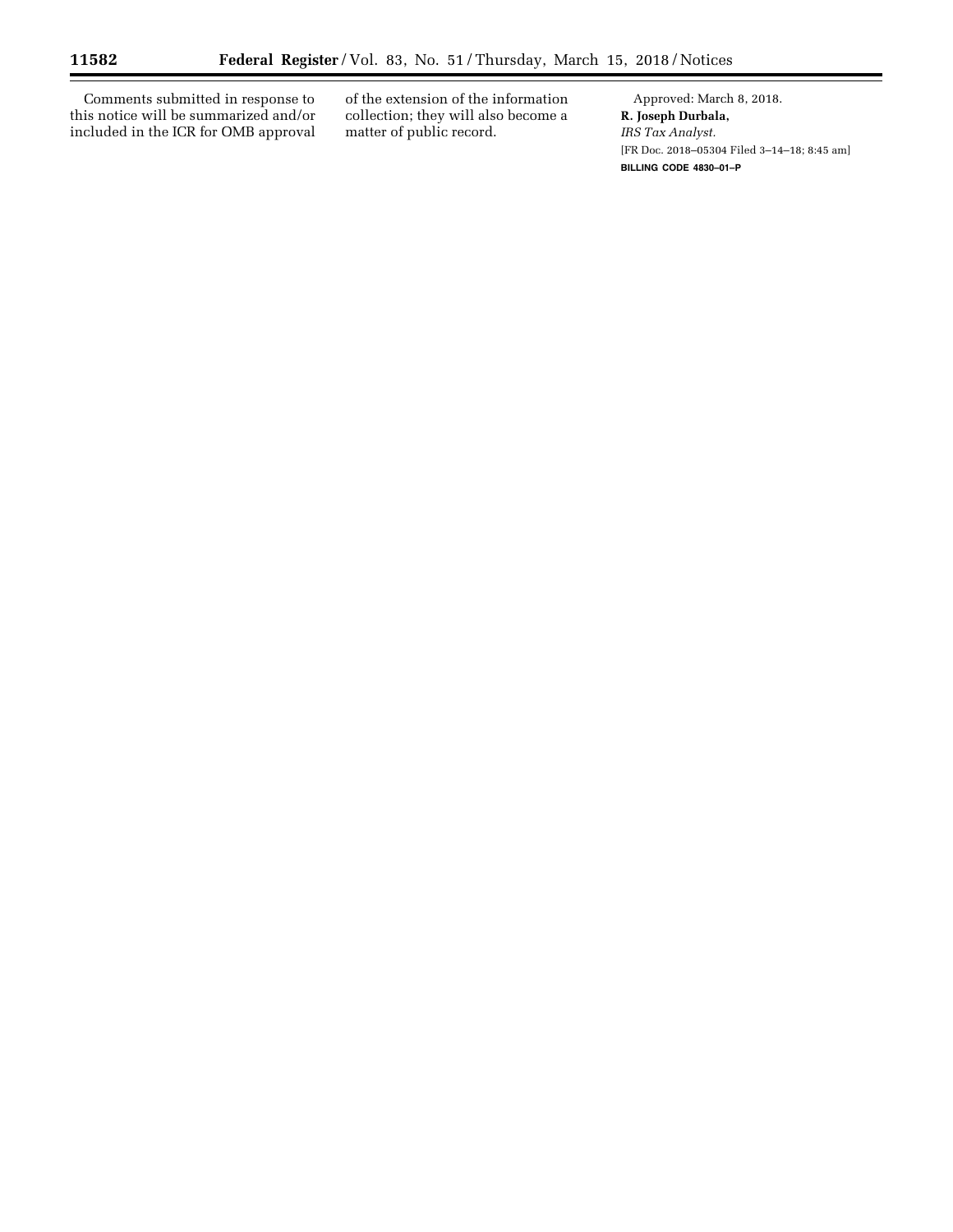Comments submitted in response to this notice will be summarized and/or included in the ICR for OMB approval of the extension of the information collection; they will also become a matter of public record.

Approved: March 8, 2018.

**R. Joseph Durbala,**

*IRS Tax Analyst.*

[FR Doc. 2018–05304 Filed 3–14–18; 8:45 am]

**BILLING CODE 4830–01–P**